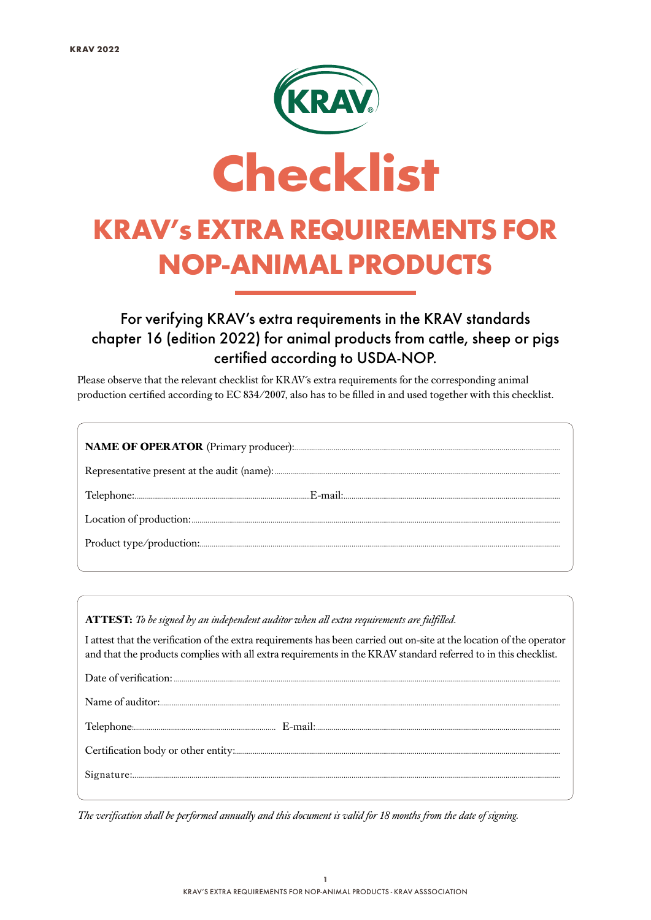# Checklist

## KRAV's EXTRA REQUIREMENTS FOR NOP-ANIMAL PRODUCTS

### For verifying KRAV's extra requirements in the KRAV standards chapter 16 (edition 2022) for animal products from cattle, sheep or pigs certified according to USDA-NOP.

Please observe that the relevant checklist for KRAV´s extra requirements for the corresponding animal production certified according to EC 834/2007, also has to be filled in and used together with this checklist.

**NAME OF OPERATOR** (Primary producer):..........................................

Representative present at the audit (name):..........................................

Telephone:.......................................... E-mail:..........................................

Location of production:..........................................

Product type/production:..........................................

**ATTEST:** *To be signed by an independent auditor when all extra requirements are fulfilled.*

I attest that the verification of the extra requirements has been carried out on-site at the location of the operator and that the products complies with all extra requirements in the KRAV standard referred to in this checklist.

Date of verification: ..........................................

Name of auditor:..........................................

Telephone:.......................................... E-mail:..........................................

Certification body or other entity:..........................................

Signature:..........................................

*The verification shall be performed annually and this document is valid for 18 months from the date of signing.*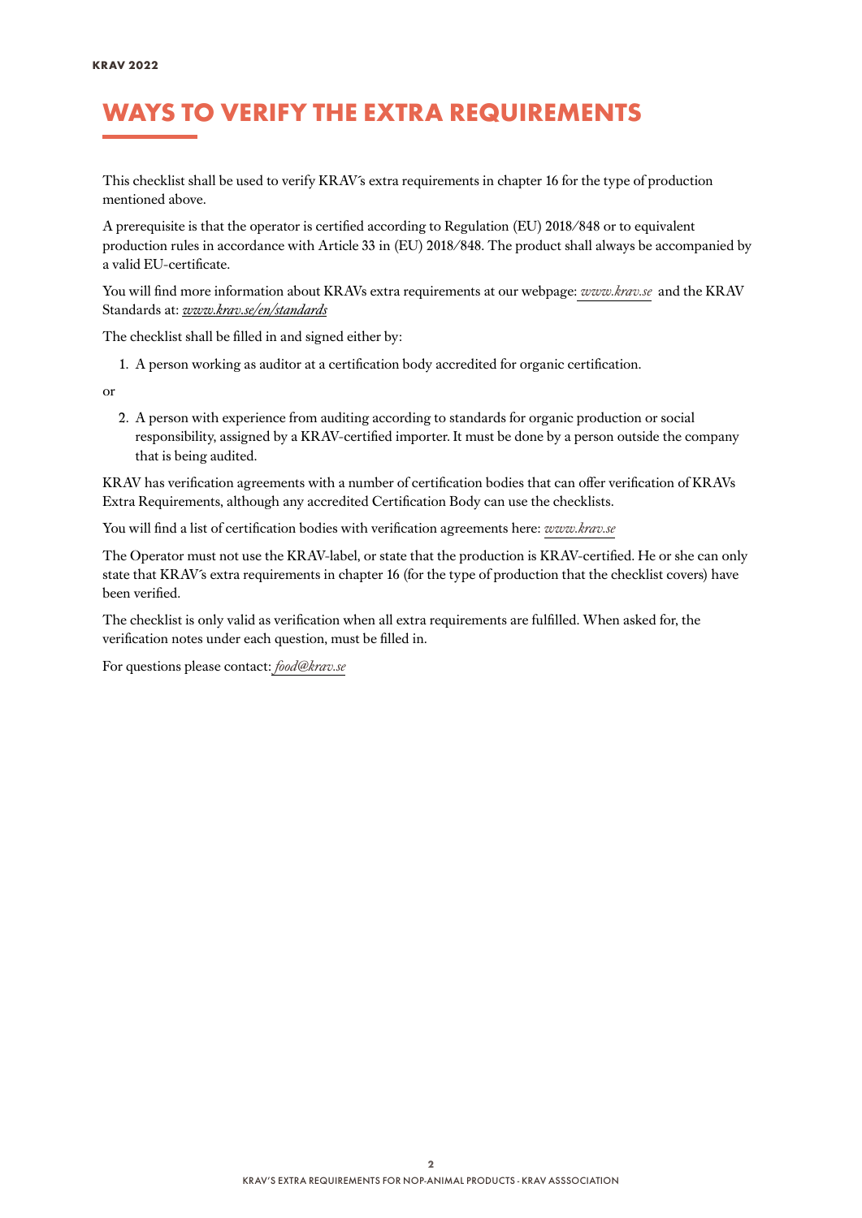# WAYS TO VERIFY THE EXTRA REQUIREMENTS

This checklist shall be used to verify KRAV´s extra requirements in chapter 16 for the type of production mentioned above.

A prerequisite is that the operator is certified according to Regulation (EU) 2018/848 or to equivalent production rules in accordance with Article 33 in (EU) 2018/848. The product shall always be accompanied by a valid EU-certificate.

You will find more information about KRAVs extra requirements at our webpage: *www.krav.se* and the KRAV Standards at: *www.krav.se/en/standards*

The checklist shall be filled in and signed either by:

1. A person working as auditor at a certification body accredited for organic certification.

or

2. A person with experience from auditing according to standards for organic production or social responsibility, assigned by a KRAV-certified importer. It must be done by a person outside the company that is being audited.

KRAV has verification agreements with a number of certification bodies that can offer verification of KRAVs Extra Requirements, although any accredited Certification Body can use the checklists.

You will find a list of certification bodies with verification agreements here: *www.krav.se*

The Operator must not use the KRAV-label, or state that the production is KRAV-certified. He or she can only state that KRAV´s extra requirements in chapter 16 (for the type of production that the checklist covers) have been verified.

The checklist is only valid as verification when all extra requirements are fulfilled. When asked for, the verification notes under each question, must be filled in.

For questions please contact: *food@krav.se*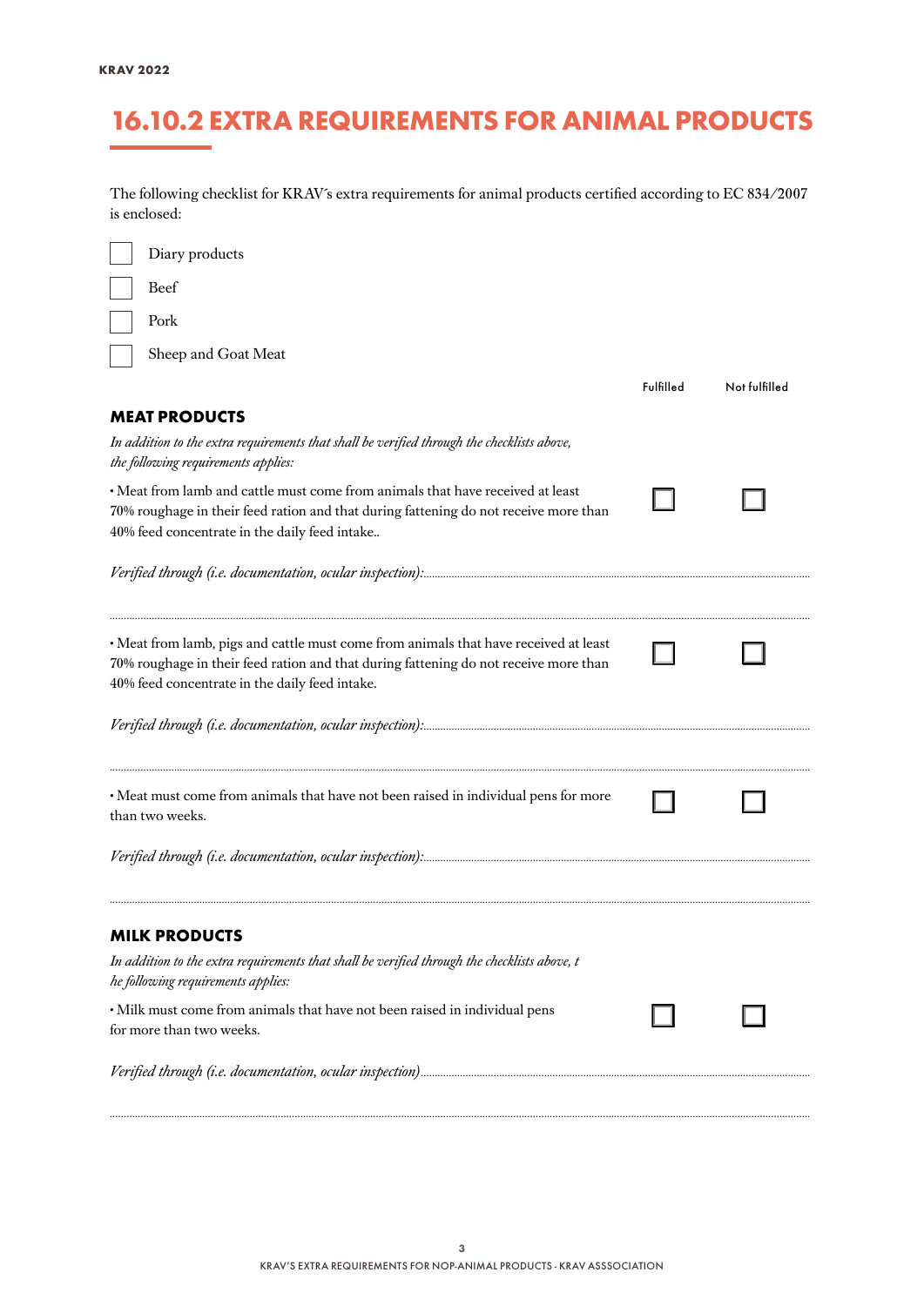# 16.10.2 EXTRA REQUIREMENTS FOR ANIMAL PRODUCTS

The following checklist for KRAV´s extra requirements for animal products certified according to EC 834/2007 is enclosed:

- ☐ Diary products
- ☐ Beef
- ☐ Pork
- ☐ Sheep and Goat Meat

## MEAT PRODUCTS

*In addition to the extra requirements that shall be verified through the checklists above, the following requirements applies:*

| Requirement | Fulfilled | Not fulfilled |
|---|---|---|
| • Meat from lamb and cattle must come from animals that have received at least 70% roughage in their feed ration and that during fattening do not receive more than 40% feed concentrate in the daily feed intake.. | ☐ | ☐ |

*Verified through (i.e. documentation, ocular inspection):*.........................................................................

.........................................................................

| Requirement | Fulfilled | Not fulfilled |
|---|---|---|
| • Meat from lamb, pigs and cattle must come from animals that have received at least 70% roughage in their feed ration and that during fattening do not receive more than 40% feed concentrate in the daily feed intake. | ☐ | ☐ |

*Verified through (i.e. documentation, ocular inspection):*.........................................................................

.........................................................................

| Requirement | Fulfilled | Not fulfilled |
|---|---|---|
| • Meat must come from animals that have not been raised in individual pens for more than two weeks. | ☐ | ☐ |

*Verified through (i.e. documentation, ocular inspection):*.........................................................................

.........................................................................

## MILK PRODUCTS

*In addition to the extra requirements that shall be verified through the checklists above, t he following requirements applies:*

| Requirement | Fulfilled | Not fulfilled |
|---|---|---|
| • Milk must come from animals that have not been raised in individual pens for more than two weeks. | ☐ | ☐ |

*Verified through (i.e. documentation, ocular inspection)*.........................................................................

.........................................................................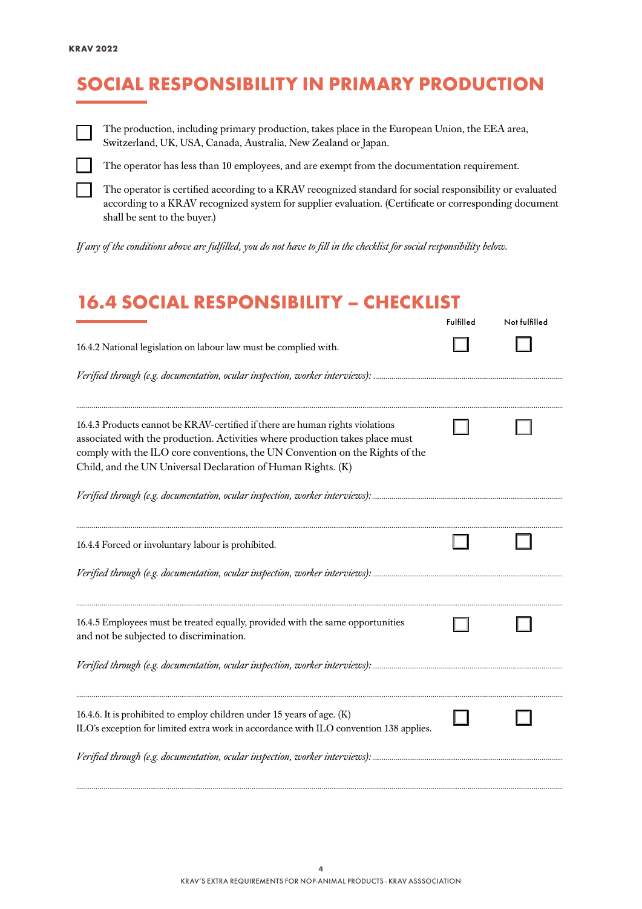## SOCIAL RESPONSIBILITY IN PRIMARY PRODUCTION

- ☐ The production, including primary production, takes place in the European Union, the EEA area, Switzerland, UK, USA, Canada, Australia, New Zealand or Japan.
- ☐ The operator has less than 10 employees, and are exempt from the documentation requirement.
- ☐ The operator is certified according to a KRAV recognized standard for social responsibility or evaluated according to a KRAV recognized system for supplier evaluation. (Certificate or corresponding document shall be sent to the buyer.)

*If any of the conditions above are fulfilled, you do not have to fill in the checklist for social responsibility below.*

## 16.4 SOCIAL RESPONSIBILITY – CHECKLIST

| | Fulfilled | Not fulfilled |
|---|---|---|
| 16.4.2 National legislation on labour law must be complied with. | ☐ | ☐ |
| *Verified through (e.g. documentation, ocular inspection, worker interviews):* ................................ | | |
| 16.4.3 Products cannot be KRAV-certified if there are human rights violations associated with the production. Activities where production takes place must comply with the ILO core conventions, the UN Convention on the Rights of the Child, and the UN Universal Declaration of Human Rights. (K) | ☐ | ☐ |
| *Verified through (e.g. documentation, ocular inspection, worker interviews):* ................................ | | |
| 16.4.4 Forced or involuntary labour is prohibited. | ☐ | ☐ |
| *Verified through (e.g. documentation, ocular inspection, worker interviews):* ................................ | | |
| 16.4.5 Employees must be treated equally, provided with the same opportunities and not be subjected to discrimination. | ☐ | ☐ |
| *Verified through (e.g. documentation, ocular inspection, worker interviews):* ................................ | | |
| 16.4.6. It is prohibited to employ children under 15 years of age. (K) ILO's exception for limited extra work in accordance with ILO convention 138 applies. | ☐ | ☐ |
| *Verified through (e.g. documentation, ocular inspection, worker interviews):* ................................ | | |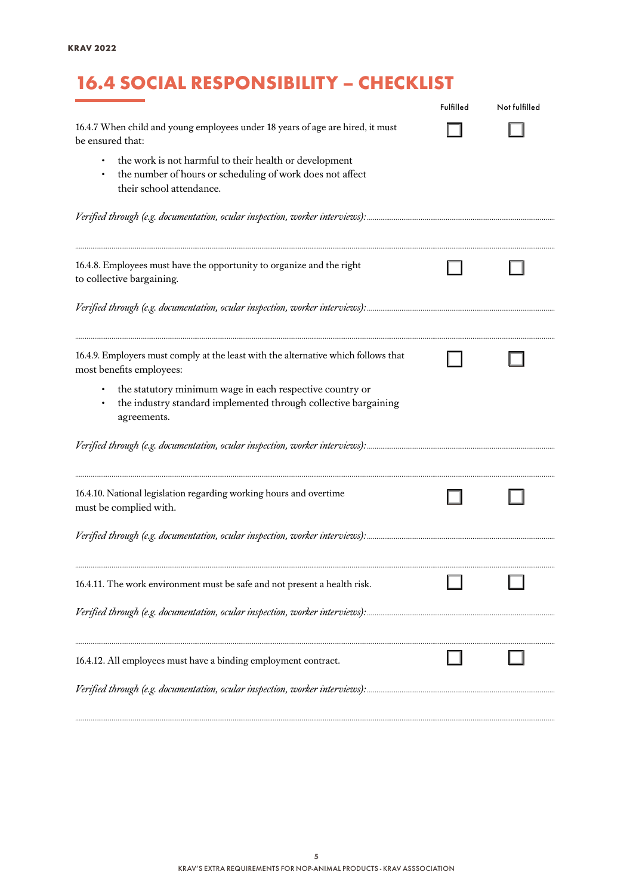## 16.4 SOCIAL RESPONSIBILITY – CHECKLIST

| | Fulfilled | Not fulfilled |
|---|---|---|
| 16.4.7 When child and young employees under 18 years of age are hired, it must be ensured that:<br>• the work is not harmful to their health or development<br>• the number of hours or scheduling of work does not affect their school attendance. | ☐ | ☐ |

*Verified through (e.g. documentation, ocular inspection, worker interviews):*

| | Fulfilled | Not fulfilled |
|---|---|---|
| 16.4.8. Employees must have the opportunity to organize and the right to collective bargaining. | ☐ | ☐ |

*Verified through (e.g. documentation, ocular inspection, worker interviews):*

| | Fulfilled | Not fulfilled |
|---|---|---|
| 16.4.9. Employers must comply at the least with the alternative which follows that most benefits employees:<br>• the statutory minimum wage in each respective country or<br>• the industry standard implemented through collective bargaining agreements. | ☐ | ☐ |

*Verified through (e.g. documentation, ocular inspection, worker interviews):*

| | Fulfilled | Not fulfilled |
|---|---|---|
| 16.4.10. National legislation regarding working hours and overtime must be complied with. | ☐ | ☐ |

*Verified through (e.g. documentation, ocular inspection, worker interviews):*

| | Fulfilled | Not fulfilled |
|---|---|---|
| 16.4.11. The work environment must be safe and not present a health risk. | ☐ | ☐ |

*Verified through (e.g. documentation, ocular inspection, worker interviews):*

| | Fulfilled | Not fulfilled |
|---|---|---|
| 16.4.12. All employees must have a binding employment contract. | ☐ | ☐ |

*Verified through (e.g. documentation, ocular inspection, worker interviews):*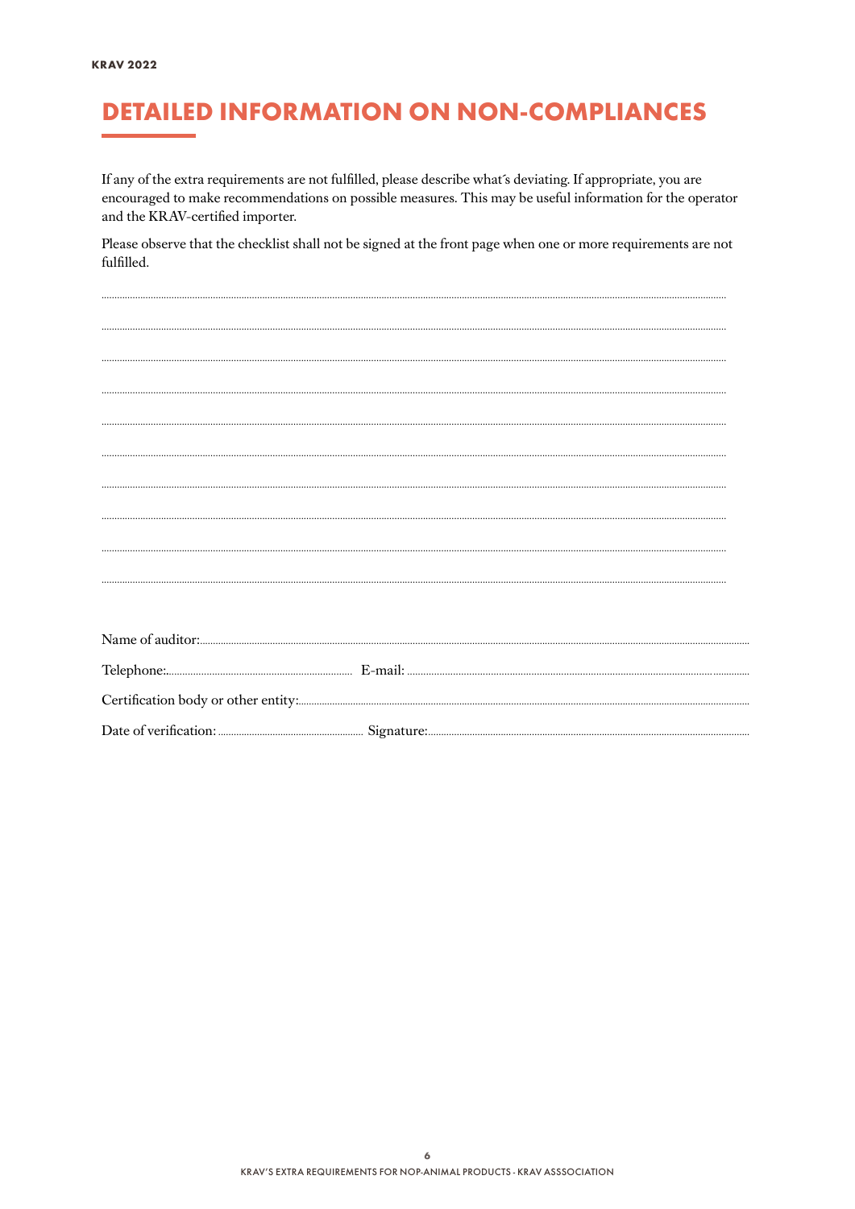# DETAILED INFORMATION ON NON-COMPLIANCES

If any of the extra requirements are not fulfilled, please describe what´s deviating. If appropriate, you are encouraged to make recommendations on possible measures. This may be useful information for the operator and the KRAV-certified importer.

Please observe that the checklist shall not be signed at the front page when one or more requirements are not fulfilled.

..............................................................................................................................................................................................................

..............................................................................................................................................................................................................

..............................................................................................................................................................................................................

..............................................................................................................................................................................................................

..............................................................................................................................................................................................................

..............................................................................................................................................................................................................

..............................................................................................................................................................................................................

..............................................................................................................................................................................................................

..............................................................................................................................................................................................................

..............................................................................................................................................................................................................

Name of auditor:...................................................................................................................................................................

Telephone:....................................................... E-mail: ...........................................................................................

Certification body or other entity:......................................................................................................................

Date of verification: ........................................ Signature:..............................................................................